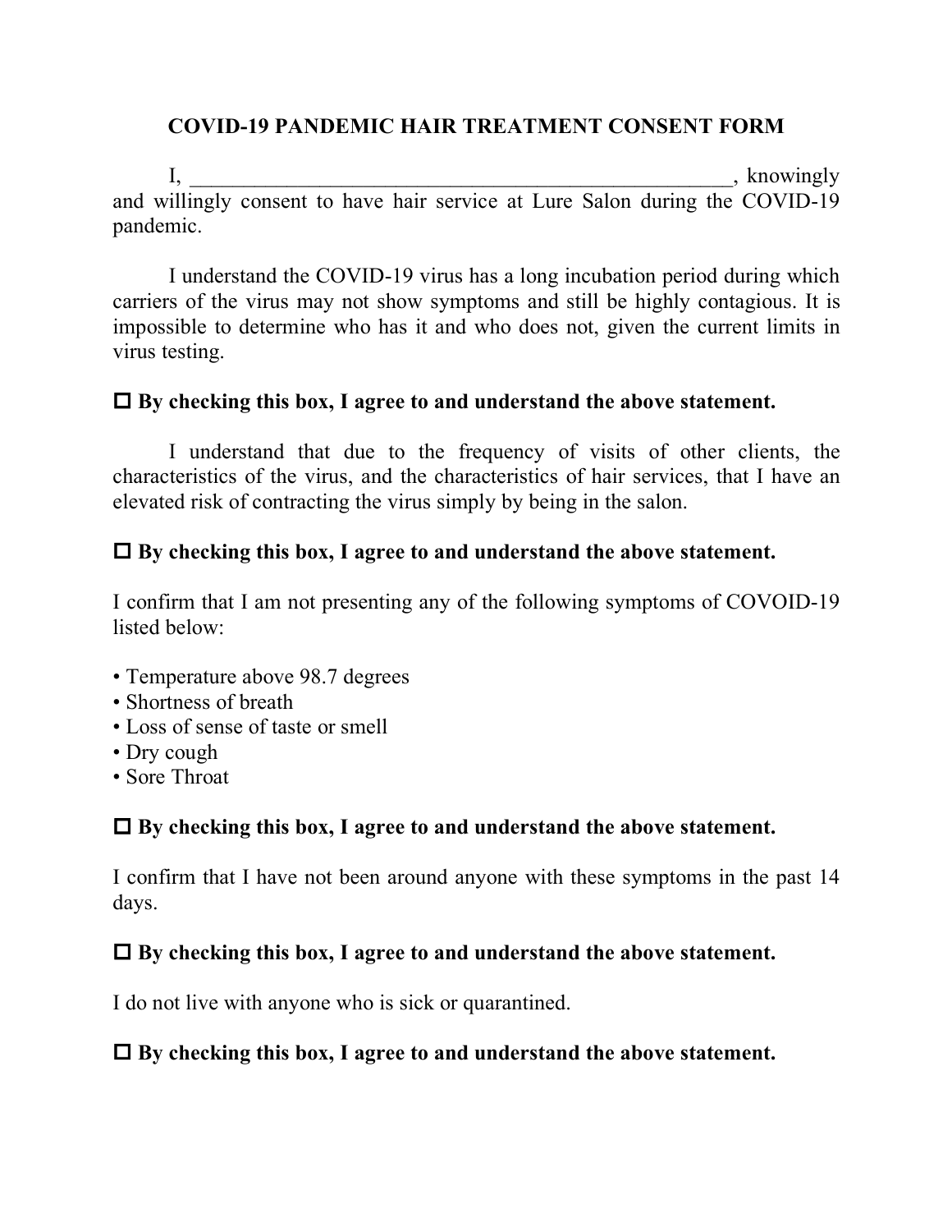# COVID-19 PANDEMIC HAIR TREATMENT CONSENT FORM

I, _____________________________________________________, knowingly and willingly consent to have hair service at Lure Salon during the COVID-19 pandemic.

I understand the COVID-19 virus has a long incubation period during which carriers of the virus may not show symptoms and still be highly contagious. It is impossible to determine who has it and who does not, given the current limits in virus testing.

**☐ By checking this box, I agree to and understand the above statement.**

I understand that due to the frequency of visits of other clients, the characteristics of the virus, and the characteristics of hair services, that I have an elevated risk of contracting the virus simply by being in the salon.

**☐ By checking this box, I agree to and understand the above statement.**

I confirm that I am not presenting any of the following symptoms of COVOID-19 listed below:

- Temperature above 98.7 degrees
- Shortness of breath
- Loss of sense of taste or smell
- Dry cough
- Sore Throat

**☐ By checking this box, I agree to and understand the above statement.**

I confirm that I have not been around anyone with these symptoms in the past 14 days.

**☐ By checking this box, I agree to and understand the above statement.**

I do not live with anyone who is sick or quarantined.

**☐ By checking this box, I agree to and understand the above statement.**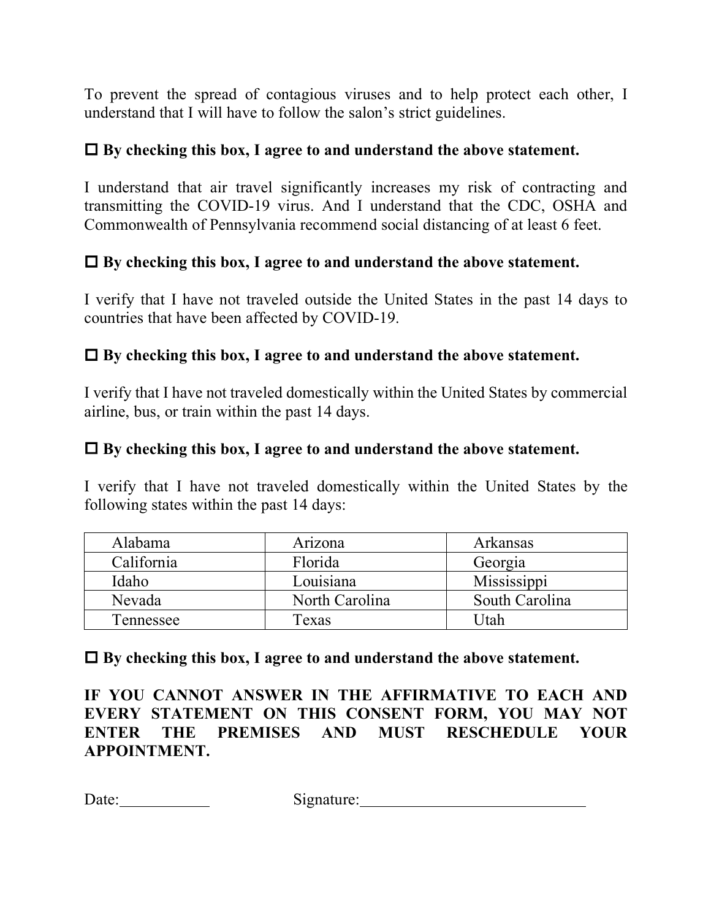To prevent the spread of contagious viruses and to help protect each other, I understand that I will have to follow the salon's strict guidelines.

☐ **By checking this box, I agree to and understand the above statement.**

I understand that air travel significantly increases my risk of contracting and transmitting the COVID-19 virus. And I understand that the CDC, OSHA and Commonwealth of Pennsylvania recommend social distancing of at least 6 feet.

☐ **By checking this box, I agree to and understand the above statement.**

I verify that I have not traveled outside the United States in the past 14 days to countries that have been affected by COVID-19.

☐ **By checking this box, I agree to and understand the above statement.**

I verify that I have not traveled domestically within the United States by commercial airline, bus, or train within the past 14 days.

☐ **By checking this box, I agree to and understand the above statement.**

I verify that I have not traveled domestically within the United States by the following states within the past 14 days:

| | | |
|---|---|---|
| Alabama | Arizona | Arkansas |
| California | Florida | Georgia |
| Idaho | Louisiana | Mississippi |
| Nevada | North Carolina | South Carolina |
| Tennessee | Texas | Utah |

☐ **By checking this box, I agree to and understand the above statement.**

**IF YOU CANNOT ANSWER IN THE AFFIRMATIVE TO EACH AND EVERY STATEMENT ON THIS CONSENT FORM, YOU MAY NOT ENTER THE PREMISES AND MUST RESCHEDULE YOUR APPOINTMENT.**

Date:\_\_\_\_\_\_\_\_\_\_\_\_ Signature:\_\_\_\_\_\_\_\_\_\_\_\_\_\_\_\_\_\_\_\_\_\_\_\_\_\_\_\_